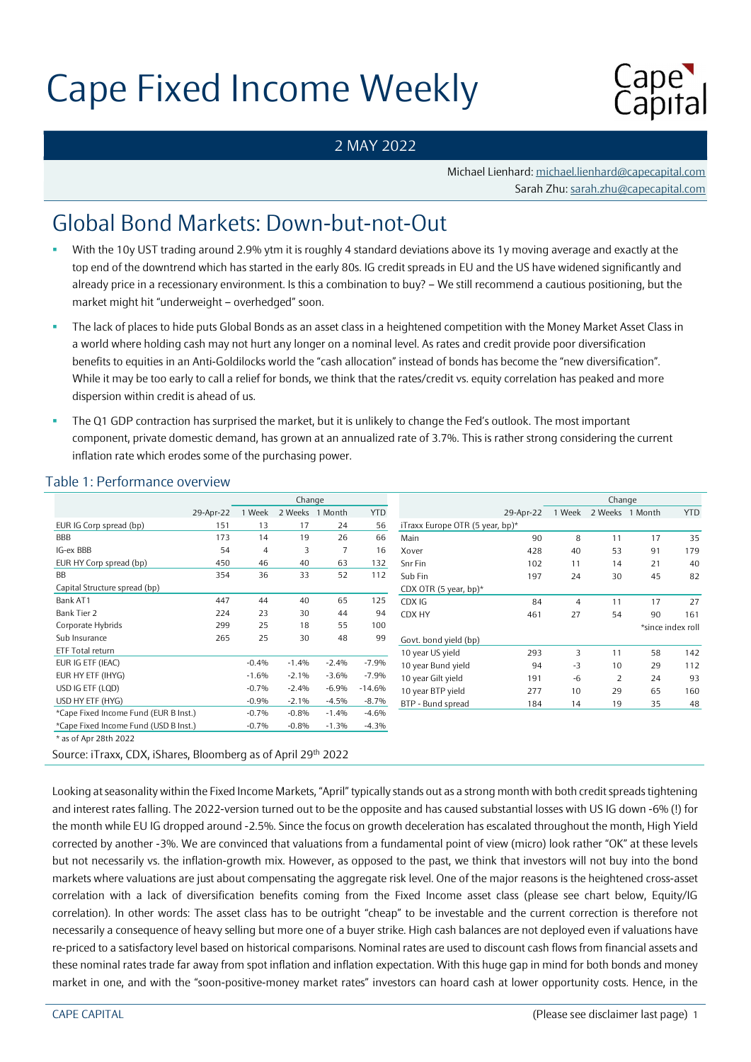# Cape Fixed Income Weekly

Cape Capital

2 MAY 2022

Michael Lienhard: michael.lienhard@capecapital.com
Sarah Zhu: sarah.zhu@capecapital.com

## Global Bond Markets: Down-but-not-Out

- With the 10y UST trading around 2.9% ytm it is roughly 4 standard deviations above its 1y moving average and exactly at the top end of the downtrend which has started in the early 80s. IG credit spreads in EU and the US have widened significantly and already price in a recessionary environment. Is this a combination to buy? – We still recommend a cautious positioning, but the market might hit "underweight – overhedged" soon.
- The lack of places to hide puts Global Bonds as an asset class in a heightened competition with the Money Market Asset Class in a world where holding cash may not hurt any longer on a nominal level. As rates and credit provide poor diversification benefits to equities in an Anti-Goldilocks world the "cash allocation" instead of bonds has become the "new diversification". While it may be too early to call a relief for bonds, we think that the rates/credit vs. equity correlation has peaked and more dispersion within credit is ahead of us.
- The Q1 GDP contraction has surprised the market, but it is unlikely to change the Fed's outlook. The most important component, private domestic demand, has grown at an annualized rate of 3.7%. This is rather strong considering the current inflation rate which erodes some of the purchasing power.

### Table 1: Performance overview

| | | Change | | | |
|---|---|---|---|---|---|
| | 29-Apr-22 | 1 Week | 2 Weeks | 1 Month | YTD |
| EUR IG Corp spread (bp) | 151 | 13 | 17 | 24 | 56 |
| BBB | 173 | 14 | 19 | 26 | 66 |
| IG-ex BBB | 54 | 4 | 3 | 7 | 16 |
| EUR HY Corp spread (bp) | 450 | 46 | 40 | 63 | 132 |
| BB | 354 | 36 | 33 | 52 | 112 |
| Capital Structure spread (bp) | | | | | |
| Bank AT1 | 447 | 44 | 40 | 65 | 125 |
| Bank Tier 2 | 224 | 23 | 30 | 44 | 94 |
| Corporate Hybrids | 299 | 25 | 18 | 55 | 100 |
| Sub Insurance | 265 | 25 | 30 | 48 | 99 |
| ETF Total return | | | | | |
| EUR IG ETF (IEAC) | | -0.4% | -1.4% | -2.4% | -7.9% |
| EUR HY ETF (IHYG) | | -1.6% | -2.1% | -3.6% | -7.9% |
| USD IG ETF (LQD) | | -0.7% | -2.4% | -6.9% | -14.6% |
| USD HY ETF (HYG) | | -0.9% | -2.1% | -4.5% | -8.7% |
| *Cape Fixed Income Fund (EUR B Inst.) | | -0.7% | -0.8% | -1.4% | -4.6% |
| *Cape Fixed Income Fund (USD B Inst.) | | -0.7% | -0.8% | -1.3% | -4.3% |

\* as of Apr 28th 2022

| | | Change | | | |
|---|---|---|---|---|---|
| | 29-Apr-22 | 1 Week | 2 Weeks | 1 Month | YTD |
| iTraxx Europe OTR (5 year, bp)* | | | | | |
| Main | 90 | 8 | 11 | 17 | 35 |
| Xover | 428 | 40 | 53 | 91 | 179 |
| Snr Fin | 102 | 11 | 14 | 21 | 40 |
| Sub Fin | 197 | 24 | 30 | 45 | 82 |
| CDX OTR (5 year, bp)* | | | | | |
| CDX IG | 84 | 4 | 11 | 17 | 27 |
| CDX HY | 461 | 27 | 54 | 90 | 161 |
| | | | | | *since index roll |
| Govt. bond yield (bp) | | | | | |
| 10 year US yield | 293 | 3 | 11 | 58 | 142 |
| 10 year Bund yield | 94 | -3 | 10 | 29 | 112 |
| 10 year Gilt yield | 191 | -6 | 2 | 24 | 93 |
| 10 year BTP yield | 277 | 10 | 29 | 65 | 160 |
| BTP - Bund spread | 184 | 14 | 19 | 35 | 48 |

Source: iTraxx, CDX, iShares, Bloomberg as of April 29th 2022

Looking at seasonality within the Fixed Income Markets, "April" typically stands out as a strong month with both credit spreads tightening and interest rates falling. The 2022-version turned out to be the opposite and has caused substantial losses with US IG down -6% (!) for the month while EU IG dropped around -2.5%. Since the focus on growth deceleration has escalated throughout the month, High Yield corrected by another -3%. We are convinced that valuations from a fundamental point of view (micro) look rather "OK" at these levels but not necessarily vs. the inflation-growth mix. However, as opposed to the past, we think that investors will not buy into the bond markets where valuations are just about compensating the aggregate risk level. One of the major reasons is the heightened cross-asset correlation with a lack of diversification benefits coming from the Fixed Income asset class (please see chart below, Equity/IG correlation). In other words: The asset class has to be outright "cheap" to be investable and the current correction is therefore not necessarily a consequence of heavy selling but more one of a buyer strike. High cash balances are not deployed even if valuations have re-priced to a satisfactory level based on historical comparisons. Nominal rates are used to discount cash flows from financial assets and these nominal rates trade far away from spot inflation and inflation expectation. With this huge gap in mind for both bonds and money market in one, and with the "soon-positive-money market rates" investors can hoard cash at lower opportunity costs. Hence, in the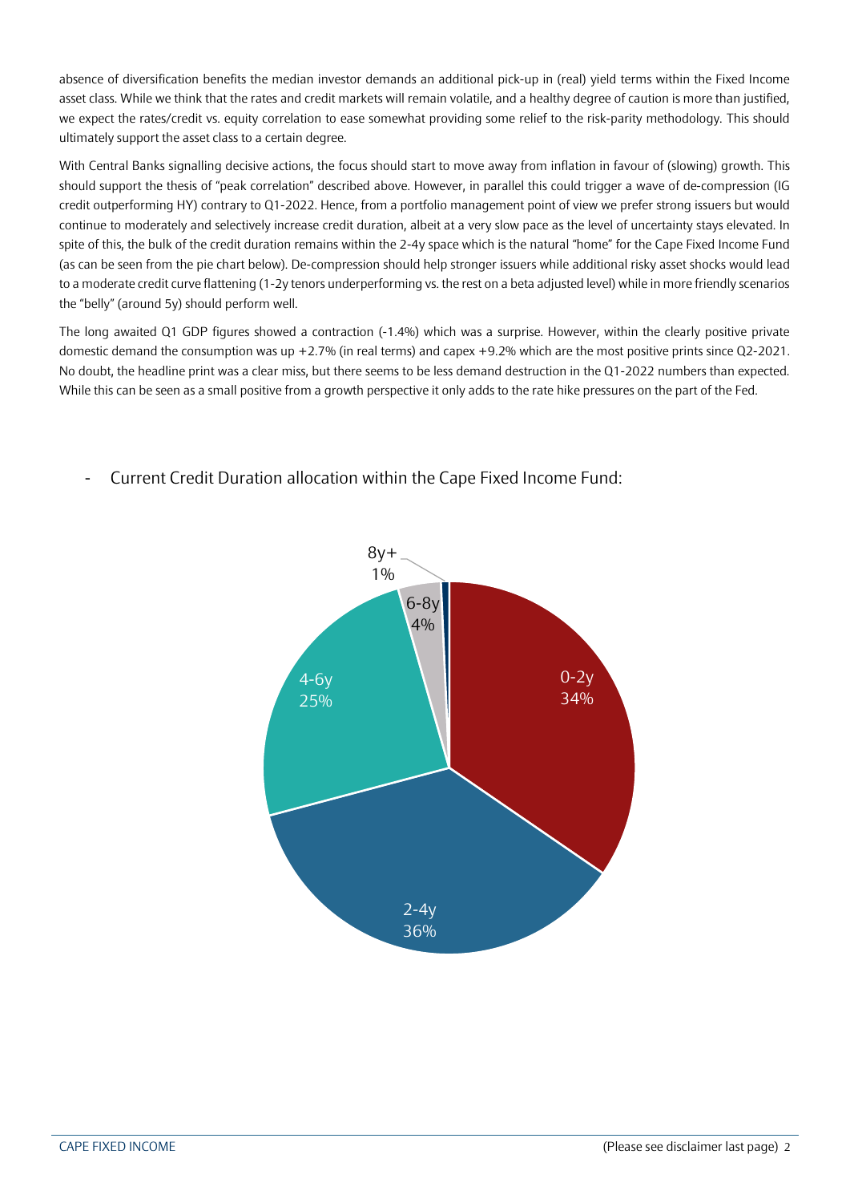absence of diversification benefits the median investor demands an additional pick-up in (real) yield terms within the Fixed Income asset class. While we think that the rates and credit markets will remain volatile, and a healthy degree of caution is more than justified, we expect the rates/credit vs. equity correlation to ease somewhat providing some relief to the risk-parity methodology. This should ultimately support the asset class to a certain degree.

With Central Banks signalling decisive actions, the focus should start to move away from inflation in favour of (slowing) growth. This should support the thesis of "peak correlation" described above. However, in parallel this could trigger a wave of de-compression (IG credit outperforming HY) contrary to Q1-2022. Hence, from a portfolio management point of view we prefer strong issuers but would continue to moderately and selectively increase credit duration, albeit at a very slow pace as the level of uncertainty stays elevated. In spite of this, the bulk of the credit duration remains within the 2-4y space which is the natural "home" for the Cape Fixed Income Fund (as can be seen from the pie chart below). De-compression should help stronger issuers while additional risky asset shocks would lead to a moderate credit curve flattening (1-2y tenors underperforming vs. the rest on a beta adjusted level) while in more friendly scenarios the "belly" (around 5y) should perform well.

The long awaited Q1 GDP figures showed a contraction (-1.4%) which was a surprise. However, within the clearly positive private domestic demand the consumption was up +2.7% (in real terms) and capex +9.2% which are the most positive prints since Q2-2021. No doubt, the headline print was a clear miss, but there seems to be less demand destruction in the Q1-2022 numbers than expected. While this can be seen as a small positive from a growth perspective it only adds to the rate hike pressures on the part of the Fed.

- Current Credit Duration allocation within the Cape Fixed Income Fund:

0-2y 34%
2-4y 36%
4-6y 25%
6-8y 4%
8y+ 1%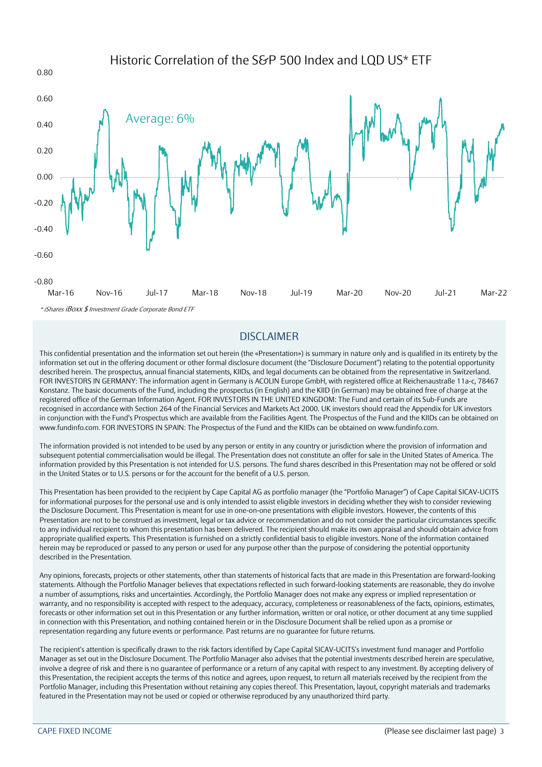Historic Correlation of the S&P 500 Index and LQD US* ETF

0.80
0.60
0.40
0.20
0.00
-0.20
-0.40
-0.60
-0.80

Average: 6%

Mar-16 Nov-16 Jul-17 Mar-18 Nov-18 Jul-19 Mar-20 Nov-20 Jul-21 Mar-22

*\* iShares iBoxx $ Investment Grade Corporate Bond ETF*

## DISCLAIMER

This confidential presentation and the information set out herein (the «Presentation») is summary in nature only and is qualified in its entirety by the information set out in the offering document or other formal disclosure document (the "Disclosure Document") relating to the potential opportunity described herein. The prospectus, annual financial statements, KIIDs, and legal documents can be obtained from the representative in Switzerland. FOR INVESTORS IN GERMANY: The information agent in Germany is ACOLIN Europe GmbH, with registered office at Reichenaustraße 11a-c, 78467 Konstanz. The basic documents of the Fund, including the prospectus (in English) and the KIID (in German) may be obtained free of charge at the registered office of the German Information Agent. FOR INVESTORS IN THE UNITED KINGDOM: The Fund and certain of its Sub-Funds are recognised in accordance with Section 264 of the Financial Services and Markets Act 2000. UK investors should read the Appendix for UK investors in conjunction with the Fund's Prospectus which are available from the Facilities Agent. The Prospectus of the Fund and the KIIDs can be obtained on www.fundinfo.com. FOR INVESTORS IN SPAIN: The Prospectus of the Fund and the KIIDs can be obtained on www.fundinfo.com.

The information provided is not intended to be used by any person or entity in any country or jurisdiction where the provision of information and subsequent potential commercialisation would be illegal. The Presentation does not constitute an offer for sale in the United States of America. The information provided by this Presentation is not intended for U.S. persons. The fund shares described in this Presentation may not be offered or sold in the United States or to U.S. persons or for the account for the benefit of a U.S. person.

This Presentation has been provided to the recipient by Cape Capital AG as portfolio manager (the "Portfolio Manager") of Cape Capital SICAV-UCITS for informational purposes for the personal use and is only intended to assist eligible investors in deciding whether they wish to consider reviewing the Disclosure Document. This Presentation is meant for use in one-on-one presentations with eligible investors. However, the contents of this Presentation are not to be construed as investment, legal or tax advice or recommendation and do not consider the particular circumstances specific to any individual recipient to whom this presentation has been delivered. The recipient should make its own appraisal and should obtain advice from appropriate qualified experts. This Presentation is furnished on a strictly confidential basis to eligible investors. None of the information contained herein may be reproduced or passed to any person or used for any purpose other than the purpose of considering the potential opportunity described in the Presentation.

Any opinions, forecasts, projects or other statements, other than statements of historical facts that are made in this Presentation are forward-looking statements. Although the Portfolio Manager believes that expectations reflected in such forward-looking statements are reasonable, they do involve a number of assumptions, risks and uncertainties. Accordingly, the Portfolio Manager does not make any express or implied representation or warranty, and no responsibility is accepted with respect to the adequacy, accuracy, completeness or reasonableness of the facts, opinions, estimates, forecasts or other information set out in this Presentation or any further information, written or oral notice, or other document at any time supplied in connection with this Presentation, and nothing contained herein or in the Disclosure Document shall be relied upon as a promise or representation regarding any future events or performance. Past returns are no guarantee for future returns.

The recipient's attention is specifically drawn to the risk factors identified by Cape Capital SICAV-UCITS's investment fund manager and Portfolio Manager as set out in the Disclosure Document. The Portfolio Manager also advises that the potential investments described herein are speculative, involve a degree of risk and there is no guarantee of performance or a return of any capital with respect to any investment. By accepting delivery of this Presentation, the recipient accepts the terms of this notice and agrees, upon request, to return all materials received by the recipient from the Portfolio Manager, including this Presentation without retaining any copies thereof. This Presentation, layout, copyright materials and trademarks featured in the Presentation may not be used or copied or otherwise reproduced by any unauthorized third party.